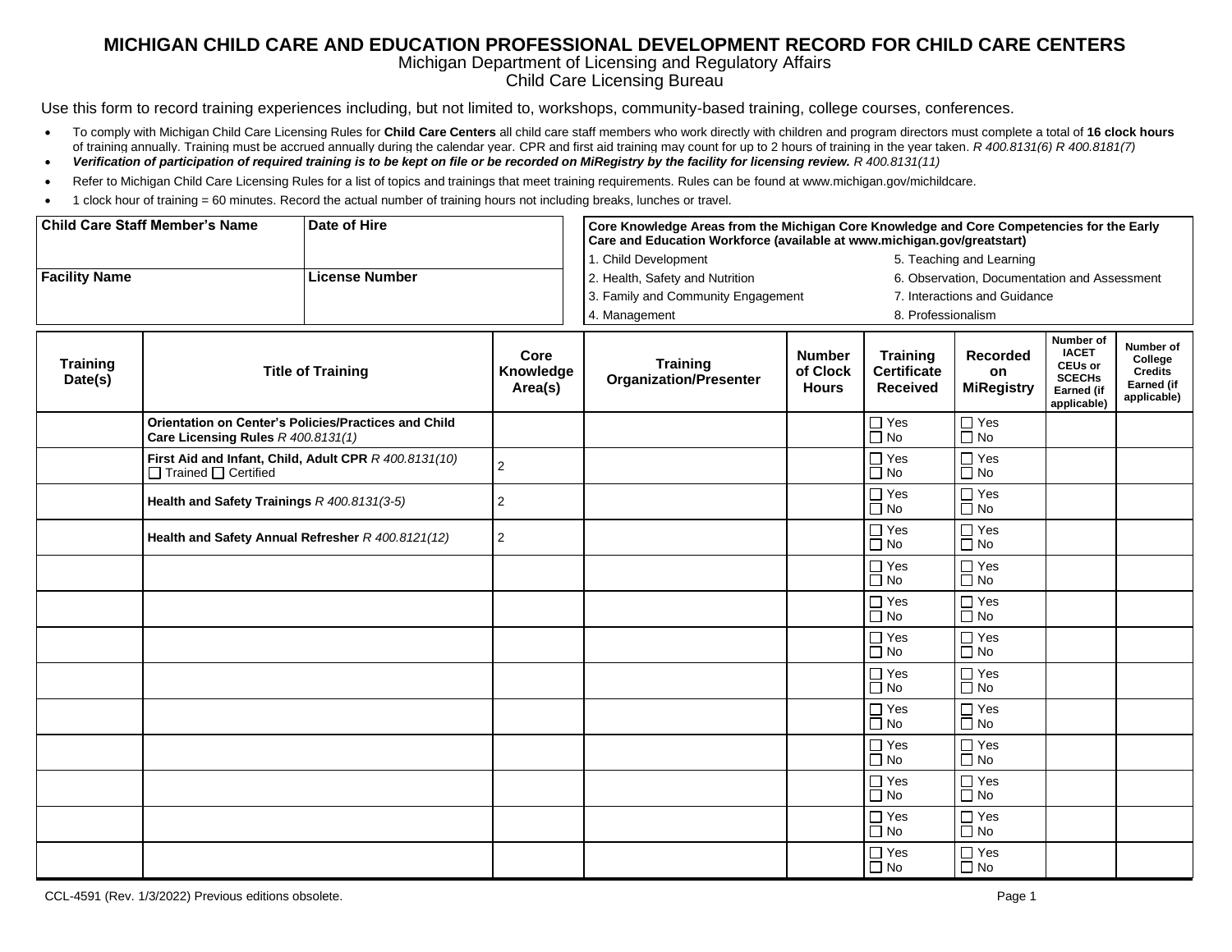# MICHIGAN CHILD CARE AND EDUCATION PROFESSIONAL DEVELOPMENT RECORD FOR CHILD CARE CENTERS

Michigan Department of Licensing and Regulatory Affairs
Child Care Licensing Bureau

Use this form to record training experiences including, but not limited to, workshops, community-based training, college courses, conferences.

- To comply with Michigan Child Care Licensing Rules for **Child Care Centers** all child care staff members who work directly with children and program directors must complete a total of **16 clock hours** of training annually. Training must be accrued annually during the calendar year. CPR and first aid training may count for up to 2 hours of training in the year taken. *R 400.8131(6) R 400.8181(7)*
- ***Verification of participation of required training is to be kept on file or be recorded on MiRegistry by the facility for licensing review.*** *R 400.8131(11)*
- Refer to Michigan Child Care Licensing Rules for a list of topics and trainings that meet training requirements. Rules can be found at www.michigan.gov/michildcare.
- 1 clock hour of training = 60 minutes. Record the actual number of training hours not including breaks, lunches or travel.

| **Child Care Staff Member's Name** | **Date of Hire** |
|---|---|
| | |
| **Facility Name** | **License Number** |
| | |

**Core Knowledge Areas from the Michigan Core Knowledge and Core Competencies for the Early Care and Education Workforce (available at www.michigan.gov/greatstart)**

1. Child Development
2. Health, Safety and Nutrition
3. Family and Community Engagement
4. Management
5. Teaching and Learning
6. Observation, Documentation and Assessment
7. Interactions and Guidance
8. Professionalism

| Training Date(s) | Title of Training | Core Knowledge Area(s) | Training Organization/Presenter | Number of Clock Hours | Training Certificate Received | Recorded on MiRegistry | Number of IACET CEUs or SCECHs Earned (if applicable) | Number of College Credits Earned (if applicable) |
|---|---|---|---|---|---|---|---|---|
| | **Orientation on Center's Policies/Practices and Child Care Licensing Rules** *R 400.8131(1)* | | | | ☐ Yes ☐ No | ☐ Yes ☐ No | | |
| | **First Aid and Infant, Child, Adult CPR** *R 400.8131(10)* ☐ Trained ☐ Certified | 2 | | | ☐ Yes ☐ No | ☐ Yes ☐ No | | |
| | **Health and Safety Trainings** *R 400.8131(3-5)* | 2 | | | ☐ Yes ☐ No | ☐ Yes ☐ No | | |
| | **Health and Safety Annual Refresher** *R 400.8121(12)* | 2 | | | ☐ Yes ☐ No | ☐ Yes ☐ No | | |
| | | | | | ☐ Yes ☐ No | ☐ Yes ☐ No | | |
| | | | | | ☐ Yes ☐ No | ☐ Yes ☐ No | | |
| | | | | | ☐ Yes ☐ No | ☐ Yes ☐ No | | |
| | | | | | ☐ Yes ☐ No | ☐ Yes ☐ No | | |
| | | | | | ☐ Yes ☐ No | ☐ Yes ☐ No | | |
| | | | | | ☐ Yes ☐ No | ☐ Yes ☐ No | | |
| | | | | | ☐ Yes ☐ No | ☐ Yes ☐ No | | |
| | | | | | ☐ Yes ☐ No | ☐ Yes ☐ No | | |
| | | | | | ☐ Yes ☐ No | ☐ Yes ☐ No | | |

CCL-4591 (Rev. 1/3/2022) Previous editions obsolete.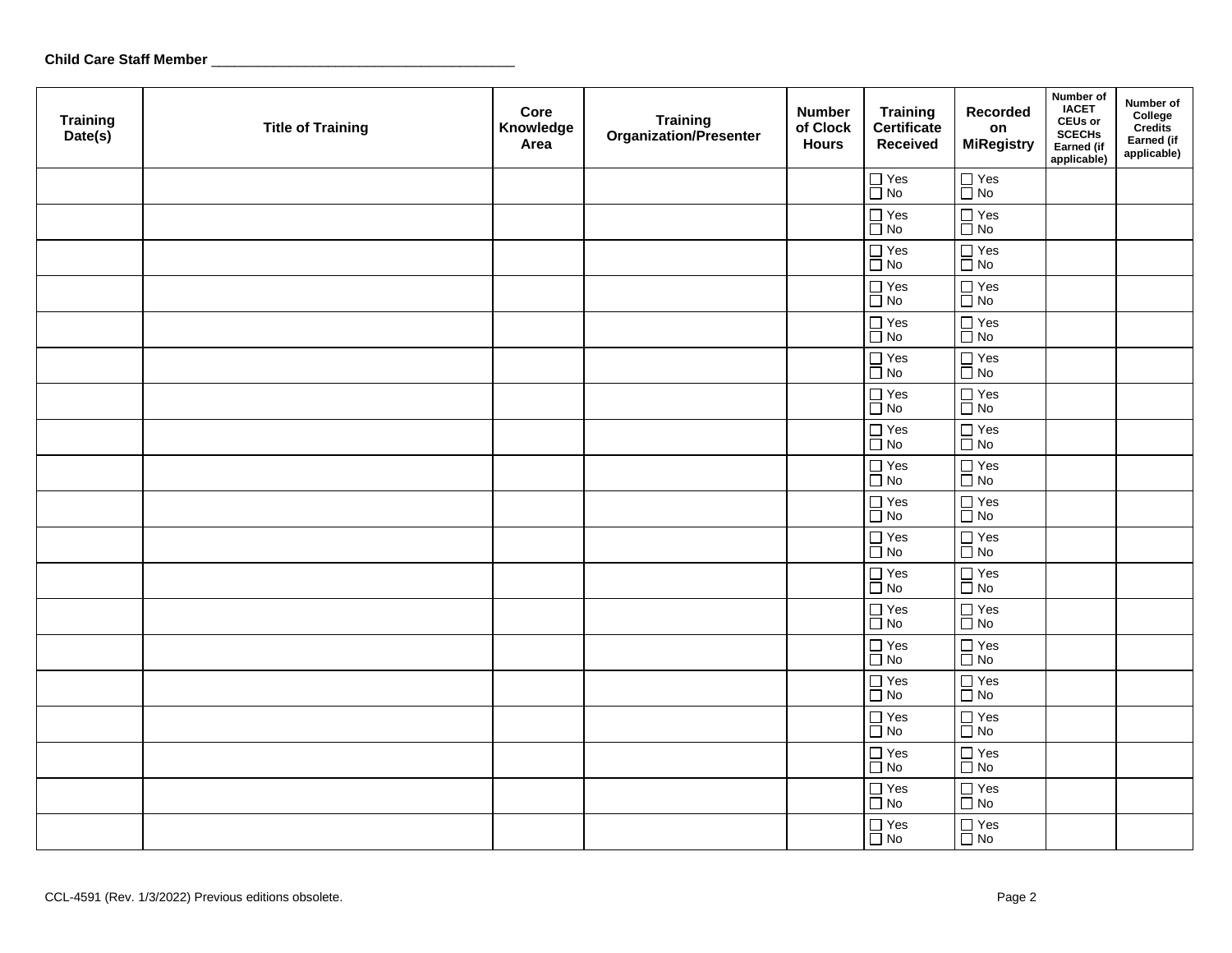**Child Care Staff Member** ______________________________________

| Training Date(s) | Title of Training | Core Knowledge Area | Training Organization/Presenter | Number of Clock Hours | Training Certificate Received | Recorded on MiRegistry | Number of IACET CEUs or SCECHs Earned (if applicable) | Number of College Credits Earned (if applicable) |
|---|---|---|---|---|---|---|---|---|
| | | | | | ☐ Yes ☐ No | ☐ Yes ☐ No | | |
| | | | | | ☐ Yes ☐ No | ☐ Yes ☐ No | | |
| | | | | | ☐ Yes ☐ No | ☐ Yes ☐ No | | |
| | | | | | ☐ Yes ☐ No | ☐ Yes ☐ No | | |
| | | | | | ☐ Yes ☐ No | ☐ Yes ☐ No | | |
| | | | | | ☐ Yes ☐ No | ☐ Yes ☐ No | | |
| | | | | | ☐ Yes ☐ No | ☐ Yes ☐ No | | |
| | | | | | ☐ Yes ☐ No | ☐ Yes ☐ No | | |
| | | | | | ☐ Yes ☐ No | ☐ Yes ☐ No | | |
| | | | | | ☐ Yes ☐ No | ☐ Yes ☐ No | | |
| | | | | | ☐ Yes ☐ No | ☐ Yes ☐ No | | |
| | | | | | ☐ Yes ☐ No | ☐ Yes ☐ No | | |
| | | | | | ☐ Yes ☐ No | ☐ Yes ☐ No | | |
| | | | | | ☐ Yes ☐ No | ☐ Yes ☐ No | | |
| | | | | | ☐ Yes ☐ No | ☐ Yes ☐ No | | |
| | | | | | ☐ Yes ☐ No | ☐ Yes ☐ No | | |
| | | | | | ☐ Yes ☐ No | ☐ Yes ☐ No | | |
| | | | | | ☐ Yes ☐ No | ☐ Yes ☐ No | | |
| | | | | | ☐ Yes ☐ No | ☐ Yes ☐ No | | |

CCL-4591 (Rev. 1/3/2022) Previous editions obsolete.